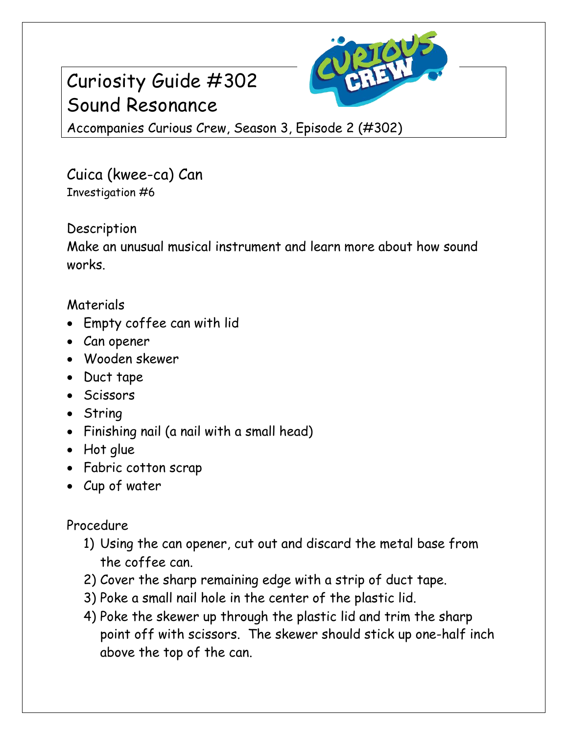# Curiosity Guide #302
# Sound Resonance

Accompanies Curious Crew, Season 3, Episode 2 (#302)

## Cuica (kwee-ca) Can

Investigation #6

### Description

Make an unusual musical instrument and learn more about how sound works.

### Materials

- Empty coffee can with lid
- Can opener
- Wooden skewer
- Duct tape
- Scissors
- String
- Finishing nail (a nail with a small head)
- Hot glue
- Fabric cotton scrap
- Cup of water

### Procedure

1) Using the can opener, cut out and discard the metal base from the coffee can.
2) Cover the sharp remaining edge with a strip of duct tape.
3) Poke a small nail hole in the center of the plastic lid.
4) Poke the skewer up through the plastic lid and trim the sharp point off with scissors. The skewer should stick up one-half inch above the top of the can.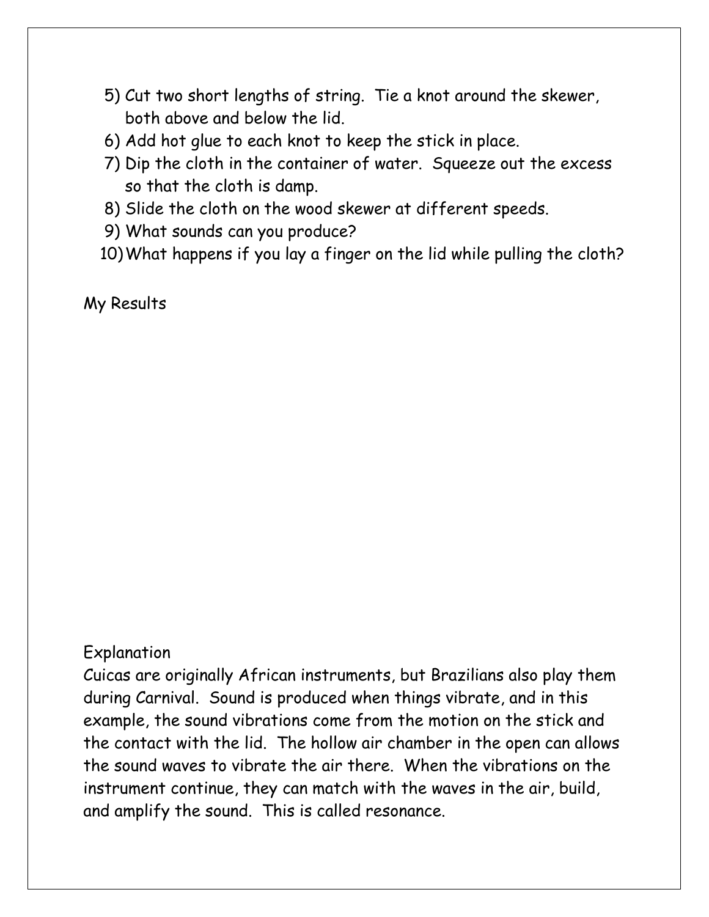5) Cut two short lengths of string. Tie a knot around the skewer, both above and below the lid.
6) Add hot glue to each knot to keep the stick in place.
7) Dip the cloth in the container of water. Squeeze out the excess so that the cloth is damp.
8) Slide the cloth on the wood skewer at different speeds.
9) What sounds can you produce?
10) What happens if you lay a finger on the lid while pulling the cloth?

My Results

Explanation

Cuicas are originally African instruments, but Brazilians also play them during Carnival. Sound is produced when things vibrate, and in this example, the sound vibrations come from the motion on the stick and the contact with the lid. The hollow air chamber in the open can allows the sound waves to vibrate the air there. When the vibrations on the instrument continue, they can match with the waves in the air, build, and amplify the sound. This is called resonance.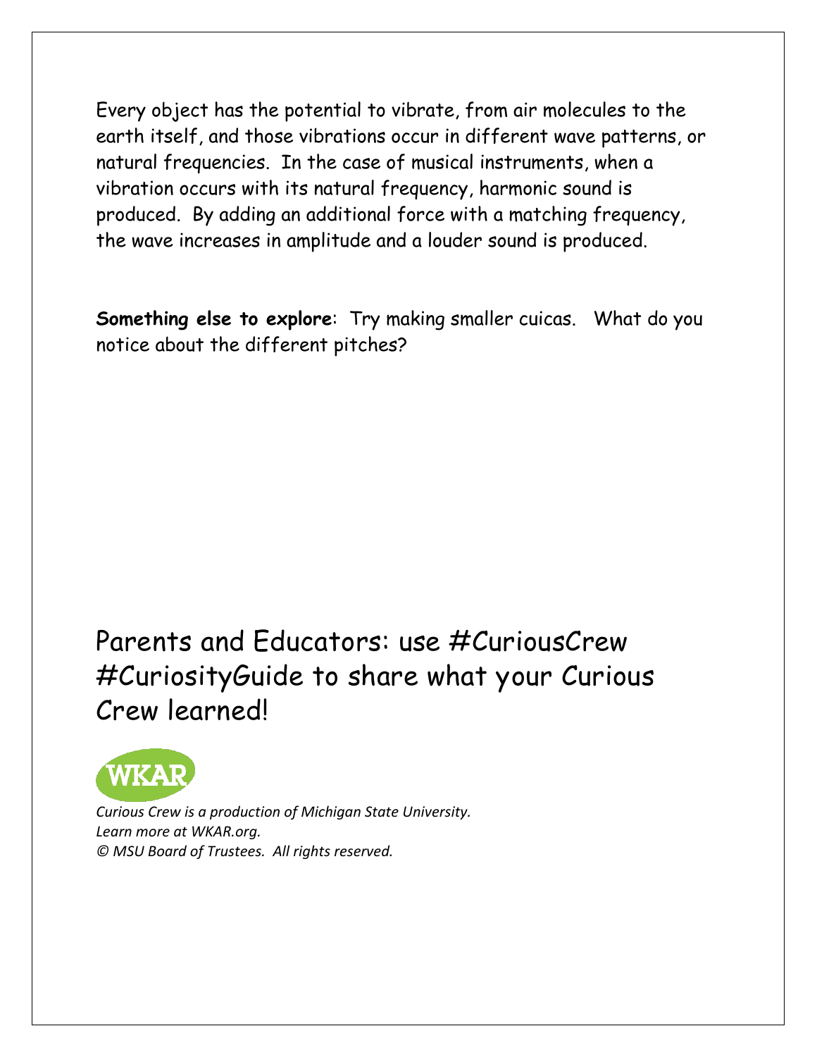Every object has the potential to vibrate, from air molecules to the earth itself, and those vibrations occur in different wave patterns, or natural frequencies. In the case of musical instruments, when a vibration occurs with its natural frequency, harmonic sound is produced. By adding an additional force with a matching frequency, the wave increases in amplitude and a louder sound is produced.

**Something else to explore**: Try making smaller cuicas. What do you notice about the different pitches?

Parents and Educators: use #CuriousCrew #CuriosityGuide to share what your Curious Crew learned!

WKAR

*Curious Crew is a production of Michigan State University.*
*Learn more at WKAR.org.*
*© MSU Board of Trustees. All rights reserved.*